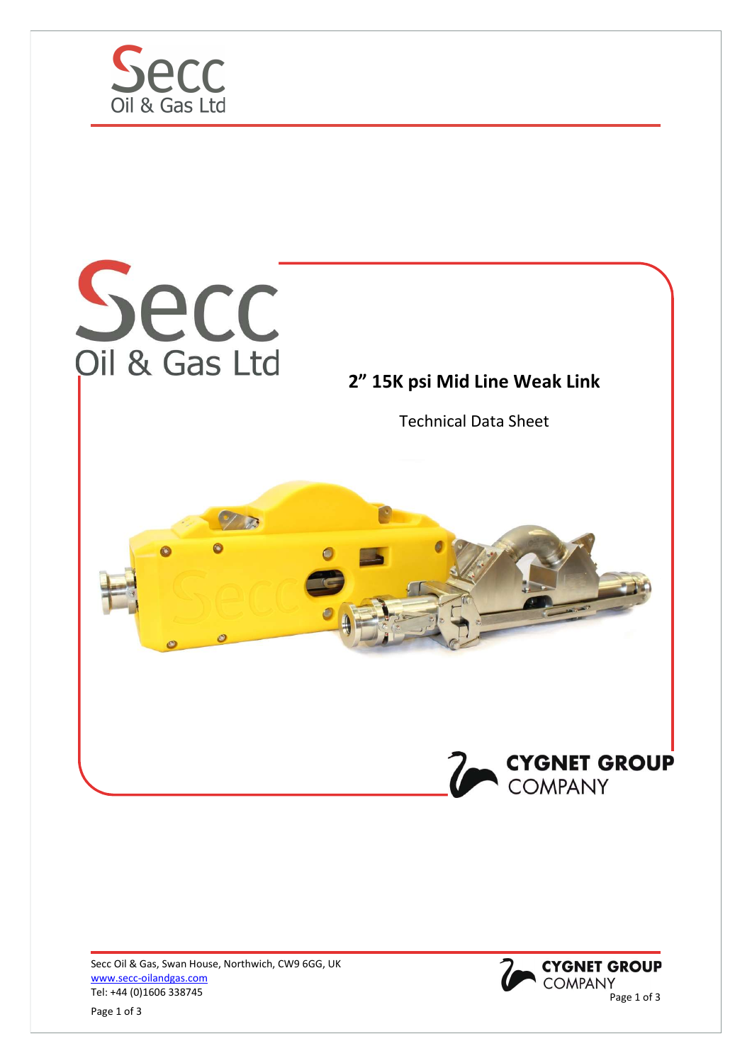# 2" 15K psi Mid Line Weak Link

Technical Data Sheet

Secc Oil & Gas, Swan House, Northwich, CW9 6GG, UK
www.secc-oilandgas.com
Tel: +44 (0)1606 338745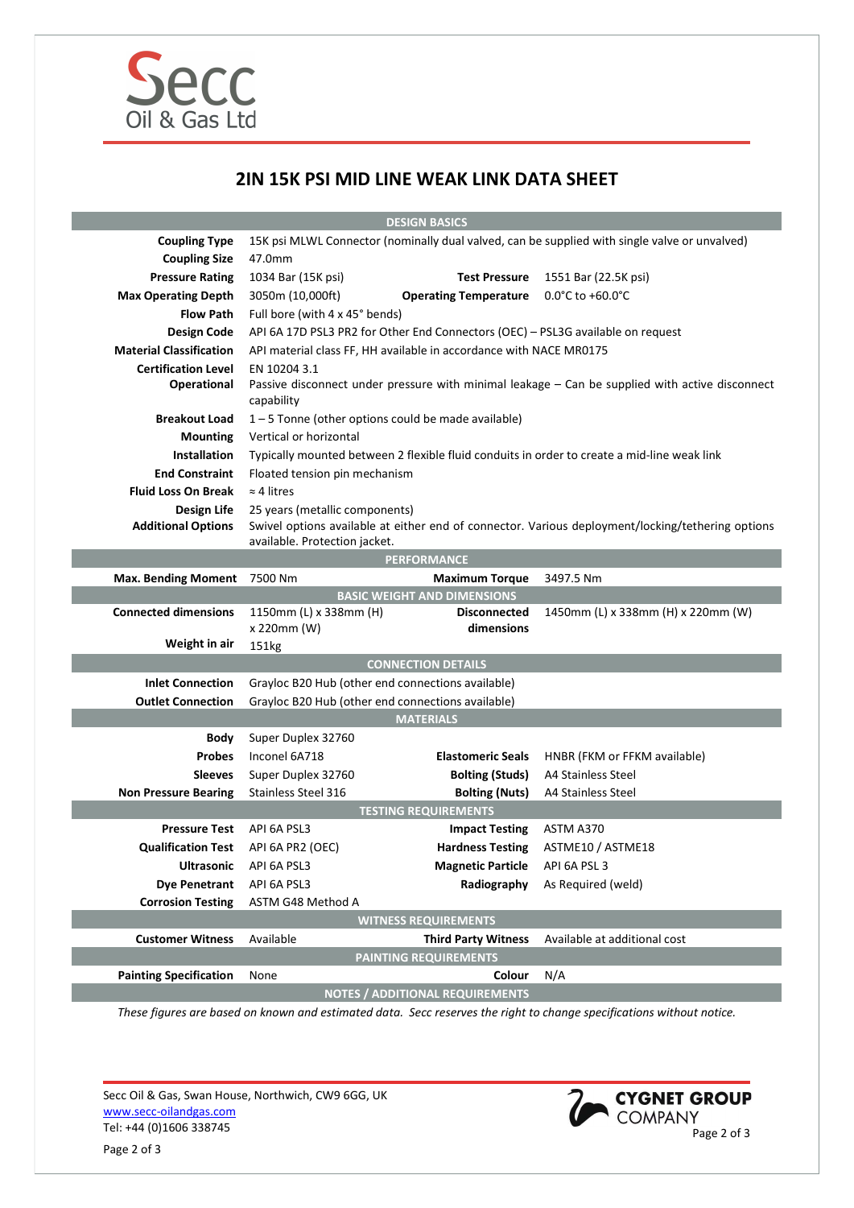# 2IN 15K PSI MID LINE WEAK LINK DATA SHEET

| DESIGN BASICS | | | |
|---|---|---|---|
| **Coupling Type** | 15K psi MLWL Connector (nominally dual valved, can be supplied with single valve or unvalved) | | |
| **Coupling Size** | 47.0mm | | |
| **Pressure Rating** | 1034 Bar (15K psi) | **Test Pressure** | 1551 Bar (22.5K psi) |
| **Max Operating Depth** | 3050m (10,000ft) | **Operating Temperature** | 0.0°C to +60.0°C |
| **Flow Path** | Full bore (with 4 x 45° bends) | | |
| **Design Code** | API 6A 17D PSL3 PR2 for Other End Connectors (OEC) – PSL3G available on request | | |
| **Material Classification** | API material class FF, HH available in accordance with NACE MR0175 | | |
| **Certification Level** | EN 10204 3.1 | | |
| **Operational** | Passive disconnect under pressure with minimal leakage – Can be supplied with active disconnect capability | | |
| **Breakout Load** | 1 – 5 Tonne (other options could be made available) | | |
| **Mounting** | Vertical or horizontal | | |
| **Installation** | Typically mounted between 2 flexible fluid conduits in order to create a mid-line weak link | | |
| **End Constraint** | Floated tension pin mechanism | | |
| **Fluid Loss On Break** | ≈ 4 litres | | |
| **Design Life** | 25 years (metallic components) | | |
| **Additional Options** | Swivel options available at either end of connector. Various deployment/locking/tethering options available. Protection jacket. | | |
| **PERFORMANCE** | | | |
| **Max. Bending Moment** | 7500 Nm | **Maximum Torque** | 3497.5 Nm |
| **BASIC WEIGHT AND DIMENSIONS** | | | |
| **Connected dimensions** | 1150mm (L) x 338mm (H) x 220mm (W) | **Disconnected dimensions** | 1450mm (L) x 338mm (H) x 220mm (W) |
| **Weight in air** | 151kg | | |
| **CONNECTION DETAILS** | | | |
| **Inlet Connection** | Grayloc B20 Hub (other end connections available) | | |
| **Outlet Connection** | Grayloc B20 Hub (other end connections available) | | |
| **MATERIALS** | | | |
| **Body** | Super Duplex 32760 | | |
| **Probes** | Inconel 6A718 | **Elastomeric Seals** | HNBR (FKM or FFKM available) |
| **Sleeves** | Super Duplex 32760 | **Bolting (Studs)** | A4 Stainless Steel |
| **Non Pressure Bearing** | Stainless Steel 316 | **Bolting (Nuts)** | A4 Stainless Steel |
| **TESTING REQUIREMENTS** | | | |
| **Pressure Test** | API 6A PSL3 | **Impact Testing** | ASTM A370 |
| **Qualification Test** | API 6A PR2 (OEC) | **Hardness Testing** | ASTME10 / ASTME18 |
| **Ultrasonic** | API 6A PSL3 | **Magnetic Particle** | API 6A PSL 3 |
| **Dye Penetrant** | API 6A PSL3 | **Radiography** | As Required (weld) |
| **Corrosion Testing** | ASTM G48 Method A | | |
| **WITNESS REQUIREMENTS** | | | |
| **Customer Witness** | Available | **Third Party Witness** | Available at additional cost |
| **PAINTING REQUIREMENTS** | | | |
| **Painting Specification** | None | **Colour** | N/A |
| **NOTES / ADDITIONAL REQUIREMENTS** | | | |

*These figures are based on known and estimated data. Secc reserves the right to change specifications without notice.*

Secc Oil & Gas, Swan House, Northwich, CW9 6GG, UK
www.secc-oilandgas.com
Tel: +44 (0)1606 338745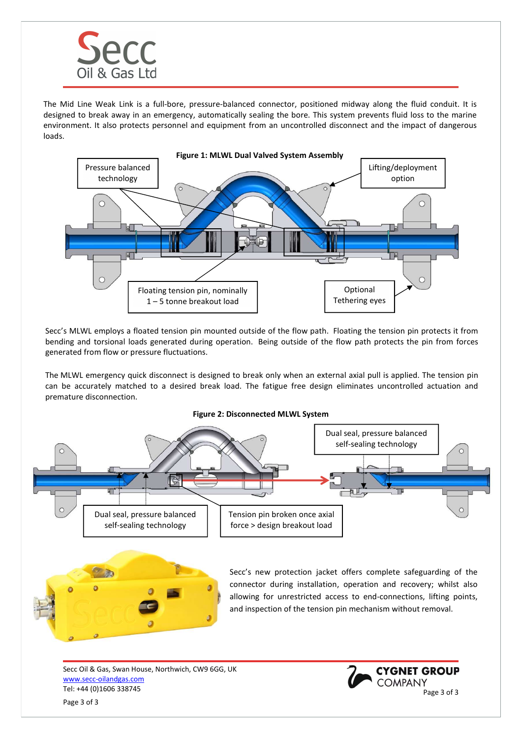The Mid Line Weak Link is a full-bore, pressure-balanced connector, positioned midway along the fluid conduit. It is designed to break away in an emergency, automatically sealing the bore. This system prevents fluid loss to the marine environment. It also protects personnel and equipment from an uncontrolled disconnect and the impact of dangerous loads.

**Figure 1: MLWL Dual Valved System Assembly**

Pressure balanced technology

Lifting/deployment option

Floating tension pin, nominally 1 – 5 tonne breakout load

Optional Tethering eyes

Secc's MLWL employs a floated tension pin mounted outside of the flow path. Floating the tension pin protects it from bending and torsional loads generated during operation. Being outside of the flow path protects the pin from forces generated from flow or pressure fluctuations.

The MLWL emergency quick disconnect is designed to break only when an external axial pull is applied. The tension pin can be accurately matched to a desired break load. The fatigue free design eliminates uncontrolled actuation and premature disconnection.

**Figure 2: Disconnected MLWL System**

Dual seal, pressure balanced self-sealing technology

Dual seal, pressure balanced self-sealing technology

Tension pin broken once axial force > design breakout load

Secc's new protection jacket offers complete safeguarding of the connector during installation, operation and recovery; whilst also allowing for unrestricted access to end-connections, lifting points, and inspection of the tension pin mechanism without removal.

Secc Oil & Gas, Swan House, Northwich, CW9 6GG, UK
www.secc-oilandgas.com
Tel: +44 (0)1606 338745

CYGNET GROUP COMPANY